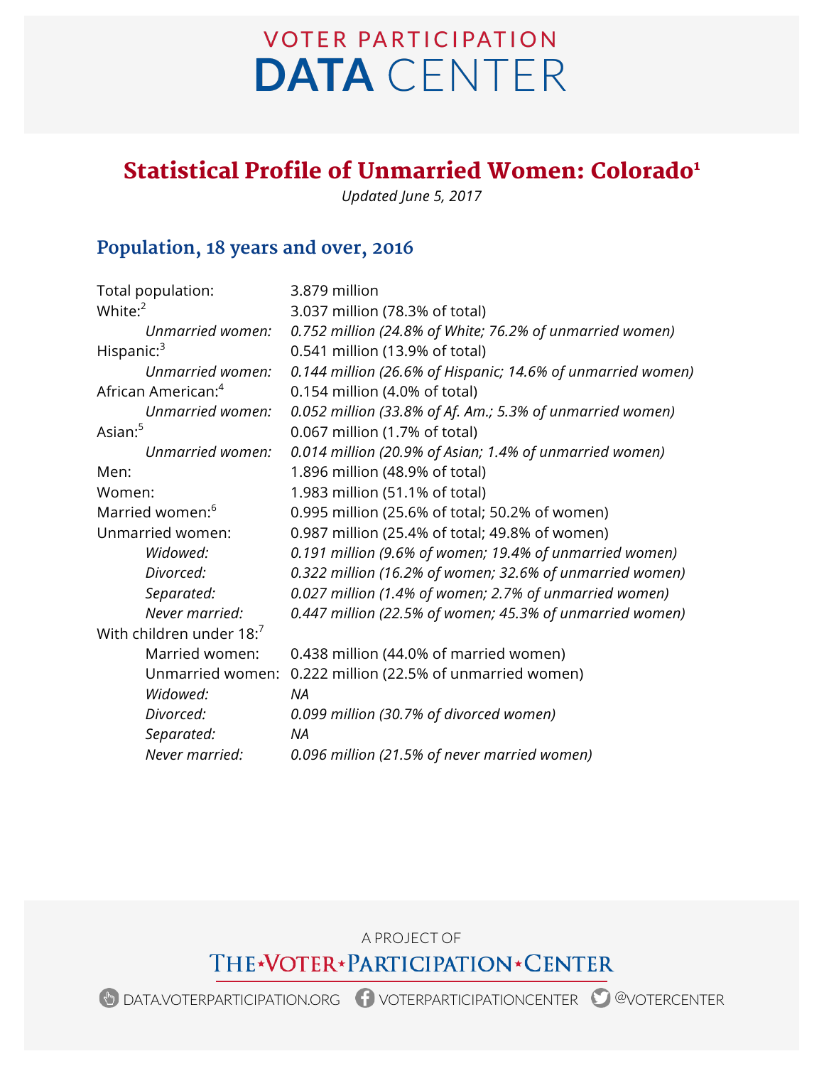# VOTER PARTICIPATION DATA CENTER

## Statistical Profile of Unmarried Women: Colorado[1]

*Updated June 5, 2017*

### Population, 18 years and over, 2016

| | |
|---|---|
| Total population: | 3.879 million |
| White:[2] | 3.037 million (78.3% of total) |
| *Unmarried women:* | *0.752 million (24.8% of White; 76.2% of unmarried women)* |
| Hispanic:[3] | 0.541 million (13.9% of total) |
| *Unmarried women:* | *0.144 million (26.6% of Hispanic; 14.6% of unmarried women)* |
| African American:[4] | 0.154 million (4.0% of total) |
| *Unmarried women:* | *0.052 million (33.8% of Af. Am.; 5.3% of unmarried women)* |
| Asian:[5] | 0.067 million (1.7% of total) |
| *Unmarried women:* | *0.014 million (20.9% of Asian; 1.4% of unmarried women)* |
| Men: | 1.896 million (48.9% of total) |
| Women: | 1.983 million (51.1% of total) |
| Married women:[6] | 0.995 million (25.6% of total; 50.2% of women) |
| Unmarried women: | 0.987 million (25.4% of total; 49.8% of women) |
| *Widowed:* | *0.191 million (9.6% of women; 19.4% of unmarried women)* |
| *Divorced:* | *0.322 million (16.2% of women; 32.6% of unmarried women)* |
| *Separated:* | *0.027 million (1.4% of women; 2.7% of unmarried women)* |
| *Never married:* | *0.447 million (22.5% of women; 45.3% of unmarried women)* |
| With children under 18:[7] | |
| Married women: | 0.438 million (44.0% of married women) |
| Unmarried women: | 0.222 million (22.5% of unmarried women) |
| *Widowed:* | *NA* |
| *Divorced:* | *0.099 million (30.7% of divorced women)* |
| *Separated:* | *NA* |
| *Never married:* | *0.096 million (21.5% of never married women)* |

A PROJECT OF

THE VOTER PARTICIPATION CENTER

DATA.VOTERPARTICIPATION.ORG VOTERPARTICIPATIONCENTER @VOTERCENTER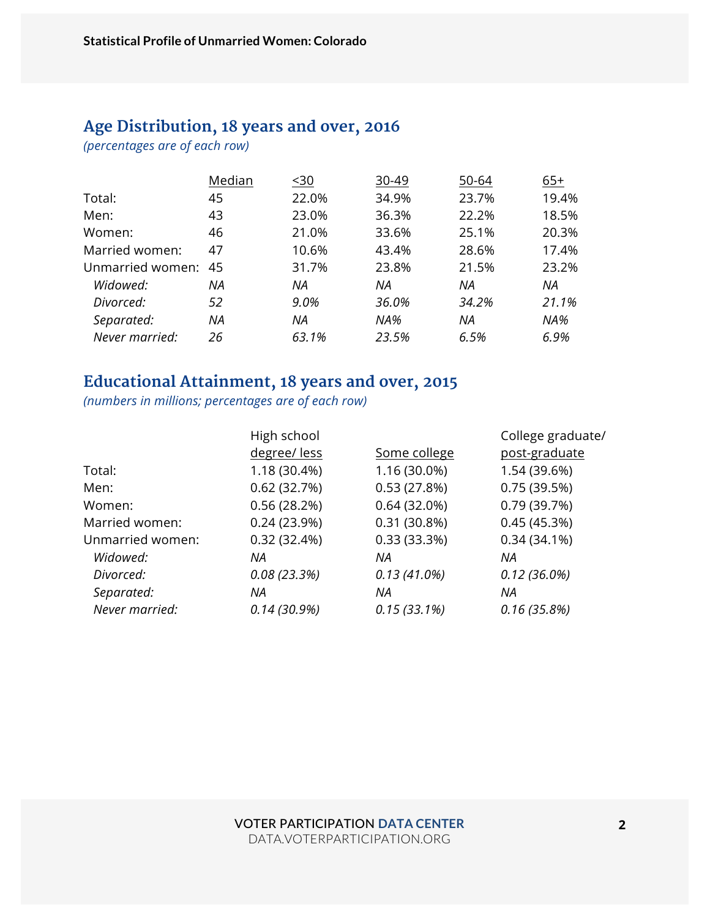## Age Distribution, 18 years and over, 2016

*(percentages are of each row)*

| | Median | <30 | 30-49 | 50-64 | 65+ |
|---|---|---|---|---|---|
| Total: | 45 | 22.0% | 34.9% | 23.7% | 19.4% |
| Men: | 43 | 23.0% | 36.3% | 22.2% | 18.5% |
| Women: | 46 | 21.0% | 33.6% | 25.1% | 20.3% |
| Married women: | 47 | 10.6% | 43.4% | 28.6% | 17.4% |
| Unmarried women: | 45 | 31.7% | 23.8% | 21.5% | 23.2% |
| *Widowed:* | *NA* | *NA* | *NA* | *NA* | *NA* |
| *Divorced:* | *52* | *9.0%* | *36.0%* | *34.2%* | *21.1%* |
| *Separated:* | *NA* | *NA* | *NA%* | *NA* | *NA%* |
| *Never married:* | *26* | *63.1%* | *23.5%* | *6.5%* | *6.9%* |

## Educational Attainment, 18 years and over, 2015

*(numbers in millions; percentages are of each row)*

| | High school degree/ less | Some college | College graduate/ post-graduate |
|---|---|---|---|
| Total: | 1.18 (30.4%) | 1.16 (30.0%) | 1.54 (39.6%) |
| Men: | 0.62 (32.7%) | 0.53 (27.8%) | 0.75 (39.5%) |
| Women: | 0.56 (28.2%) | 0.64 (32.0%) | 0.79 (39.7%) |
| Married women: | 0.24 (23.9%) | 0.31 (30.8%) | 0.45 (45.3%) |
| Unmarried women: | 0.32 (32.4%) | 0.33 (33.3%) | 0.34 (34.1%) |
| *Widowed:* | *NA* | *NA* | *NA* |
| *Divorced:* | *0.08 (23.3%)* | *0.13 (41.0%)* | *0.12 (36.0%)* |
| *Separated:* | *NA* | *NA* | *NA* |
| *Never married:* | *0.14 (30.9%)* | *0.15 (33.1%)* | *0.16 (35.8%)* |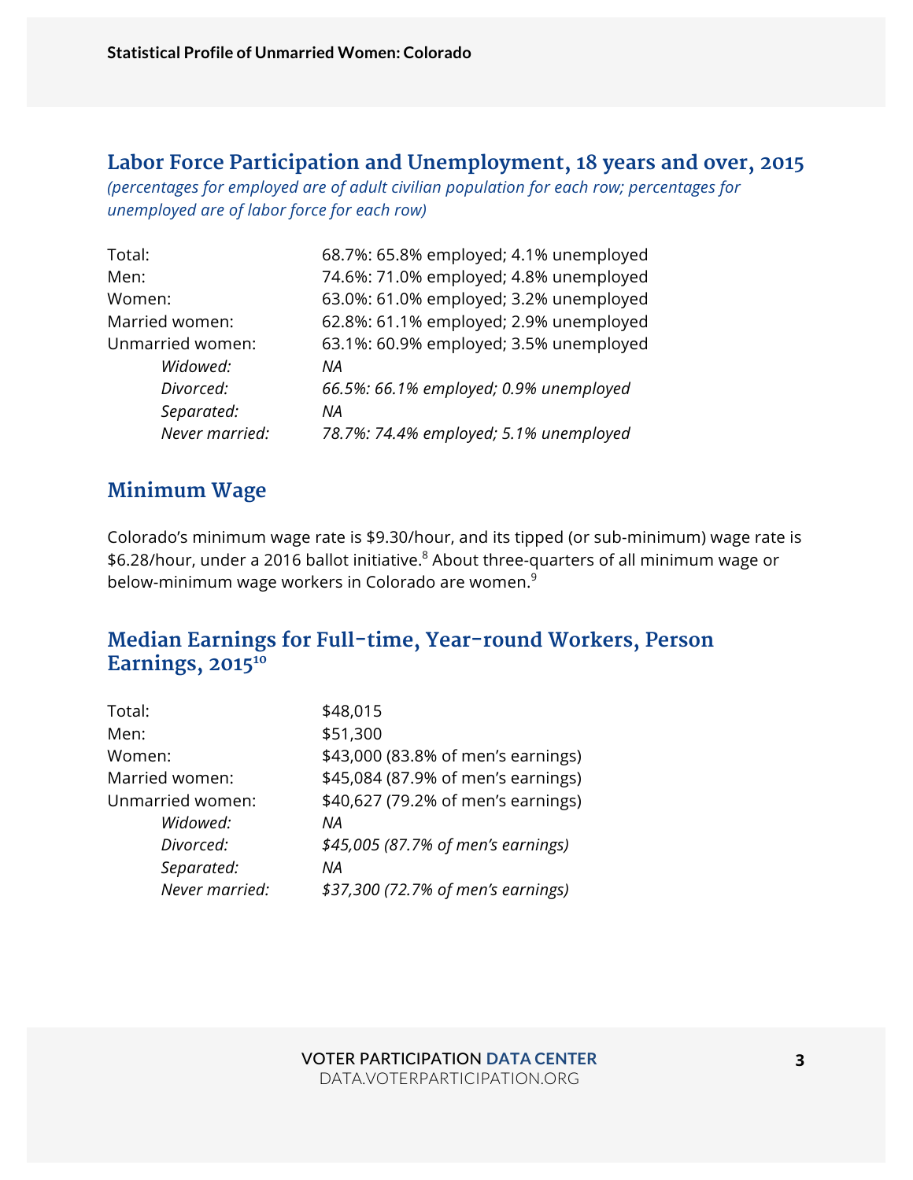## Labor Force Participation and Unemployment, 18 years and over, 2015

*(percentages for employed are of adult civilian population for each row; percentages for unemployed are of labor force for each row)*

| | |
|---|---|
| Total: | 68.7%: 65.8% employed; 4.1% unemployed |
| Men: | 74.6%: 71.0% employed; 4.8% unemployed |
| Women: | 63.0%: 61.0% employed; 3.2% unemployed |
| Married women: | 62.8%: 61.1% employed; 2.9% unemployed |
| Unmarried women: | 63.1%: 60.9% employed; 3.5% unemployed |
| *Widowed:* | *NA* |
| *Divorced:* | *66.5%: 66.1% employed; 0.9% unemployed* |
| *Separated:* | *NA* |
| *Never married:* | *78.7%: 74.4% employed; 5.1% unemployed* |

## Minimum Wage

Colorado's minimum wage rate is $9.30/hour, and its tipped (or sub-minimum) wage rate is $6.28/hour, under a 2016 ballot initiative.[8] About three-quarters of all minimum wage or below-minimum wage workers in Colorado are women.[9]

## Median Earnings for Full-time, Year-round Workers, Person Earnings, 2015[10]

| | |
|---|---|
| Total: | $48,015 |
| Men: | $51,300 |
| Women: | $43,000 (83.8% of men's earnings) |
| Married women: | $45,084 (87.9% of men's earnings) |
| Unmarried women: | $40,627 (79.2% of men's earnings) |
| *Widowed:* | *NA* |
| *Divorced:* | *$45,005 (87.7% of men's earnings)* |
| *Separated:* | *NA* |
| *Never married:* | *$37,300 (72.7% of men's earnings)* |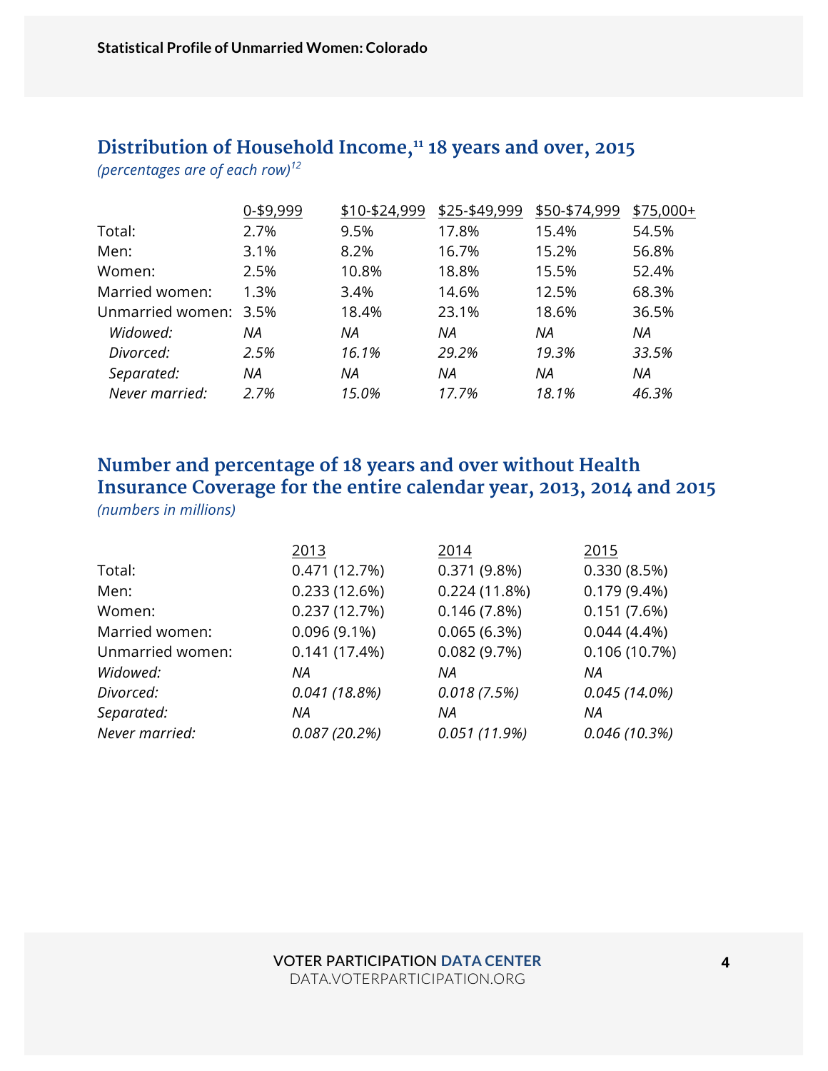## Distribution of Household Income,[11] 18 years and over, 2015

*(percentages are of each row)[12]*

| | 0-$9,999 | $10-$24,999 | $25-$49,999 | $50-$74,999 | $75,000+ |
|---|---|---|---|---|---|
| Total: | 2.7% | 9.5% | 17.8% | 15.4% | 54.5% |
| Men: | 3.1% | 8.2% | 16.7% | 15.2% | 56.8% |
| Women: | 2.5% | 10.8% | 18.8% | 15.5% | 52.4% |
| Married women: | 1.3% | 3.4% | 14.6% | 12.5% | 68.3% |
| Unmarried women: | 3.5% | 18.4% | 23.1% | 18.6% | 36.5% |
| *Widowed:* | *NA* | *NA* | *NA* | *NA* | *NA* |
| *Divorced:* | *2.5%* | *16.1%* | *29.2%* | *19.3%* | *33.5%* |
| *Separated:* | *NA* | *NA* | *NA* | *NA* | *NA* |
| *Never married:* | *2.7%* | *15.0%* | *17.7%* | *18.1%* | *46.3%* |

## Number and percentage of 18 years and over without Health Insurance Coverage for the entire calendar year, 2013, 2014 and 2015

*(numbers in millions)*

| | 2013 | 2014 | 2015 |
|---|---|---|---|
| Total: | 0.471 (12.7%) | 0.371 (9.8%) | 0.330 (8.5%) |
| Men: | 0.233 (12.6%) | 0.224 (11.8%) | 0.179 (9.4%) |
| Women: | 0.237 (12.7%) | 0.146 (7.8%) | 0.151 (7.6%) |
| Married women: | 0.096 (9.1%) | 0.065 (6.3%) | 0.044 (4.4%) |
| Unmarried women: | 0.141 (17.4%) | 0.082 (9.7%) | 0.106 (10.7%) |
| *Widowed:* | *NA* | *NA* | *NA* |
| *Divorced:* | *0.041 (18.8%)* | *0.018 (7.5%)* | *0.045 (14.0%)* |
| *Separated:* | *NA* | *NA* | *NA* |
| *Never married:* | *0.087 (20.2%)* | *0.051 (11.9%)* | *0.046 (10.3%)* |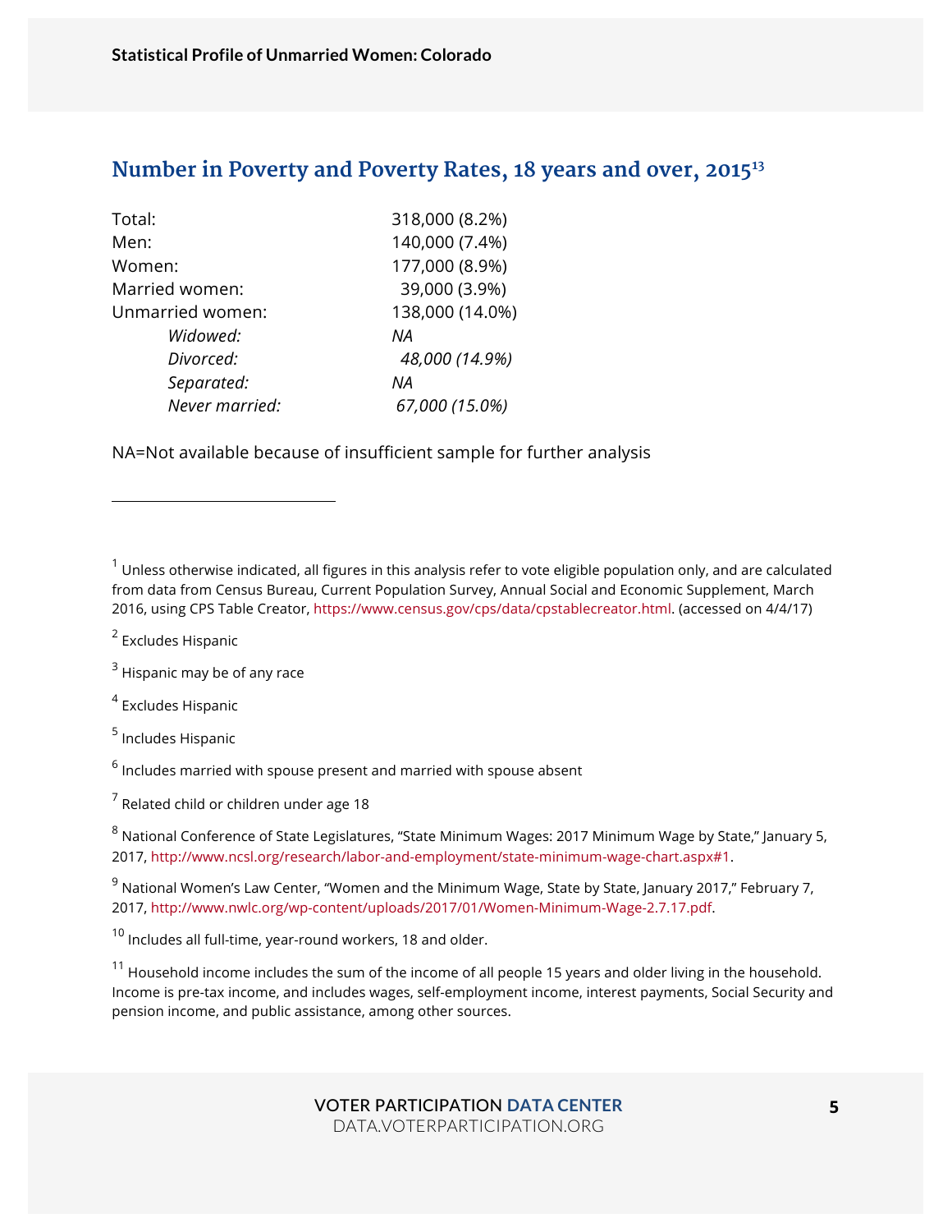## Number in Poverty and Poverty Rates, 18 years and over, 2015[13]

| | |
|---|---|
| Total: | 318,000 (8.2%) |
| Men: | 140,000 (7.4%) |
| Women: | 177,000 (8.9%) |
| Married women: | 39,000 (3.9%) |
| Unmarried women: | 138,000 (14.0%) |
| *Widowed:* | *NA* |
| *Divorced:* | *48,000 (14.9%)* |
| *Separated:* | *NA* |
| *Never married:* | *67,000 (15.0%)* |

NA=Not available because of insufficient sample for further analysis

---

[1] Unless otherwise indicated, all figures in this analysis refer to vote eligible population only, and are calculated from data from Census Bureau, Current Population Survey, Annual Social and Economic Supplement, March 2016, using CPS Table Creator, https://www.census.gov/cps/data/cpstablecreator.html. (accessed on 4/4/17)

[2] Excludes Hispanic

[3] Hispanic may be of any race

[4] Excludes Hispanic

[5] Includes Hispanic

[6] Includes married with spouse present and married with spouse absent

[7] Related child or children under age 18

[8] National Conference of State Legislatures, "State Minimum Wages: 2017 Minimum Wage by State," January 5, 2017, http://www.ncsl.org/research/labor-and-employment/state-minimum-wage-chart.aspx#1.

[9] National Women's Law Center, "Women and the Minimum Wage, State by State, January 2017," February 7, 2017, http://www.nwlc.org/wp-content/uploads/2017/01/Women-Minimum-Wage-2.7.17.pdf.

[10] Includes all full-time, year-round workers, 18 and older.

[11] Household income includes the sum of the income of all people 15 years and older living in the household. Income is pre-tax income, and includes wages, self-employment income, interest payments, Social Security and pension income, and public assistance, among other sources.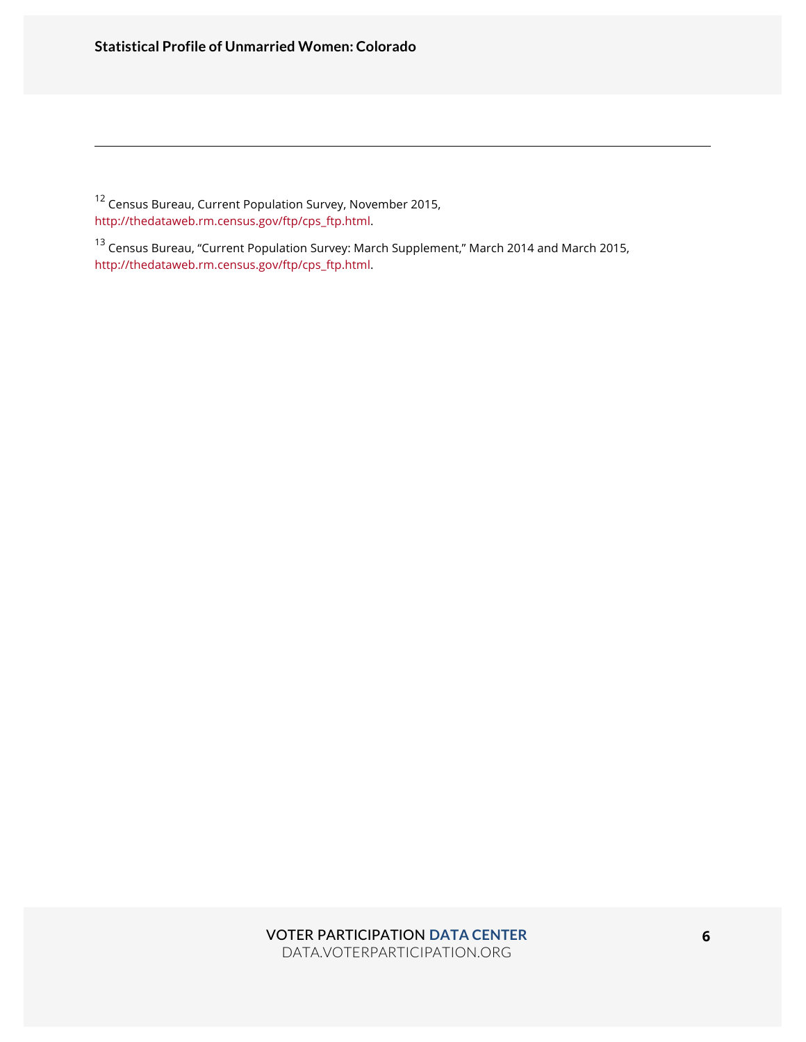[12] Census Bureau, Current Population Survey, November 2015, http://thedataweb.rm.census.gov/ftp/cps_ftp.html.

[13] Census Bureau, "Current Population Survey: March Supplement," March 2014 and March 2015, http://thedataweb.rm.census.gov/ftp/cps_ftp.html.